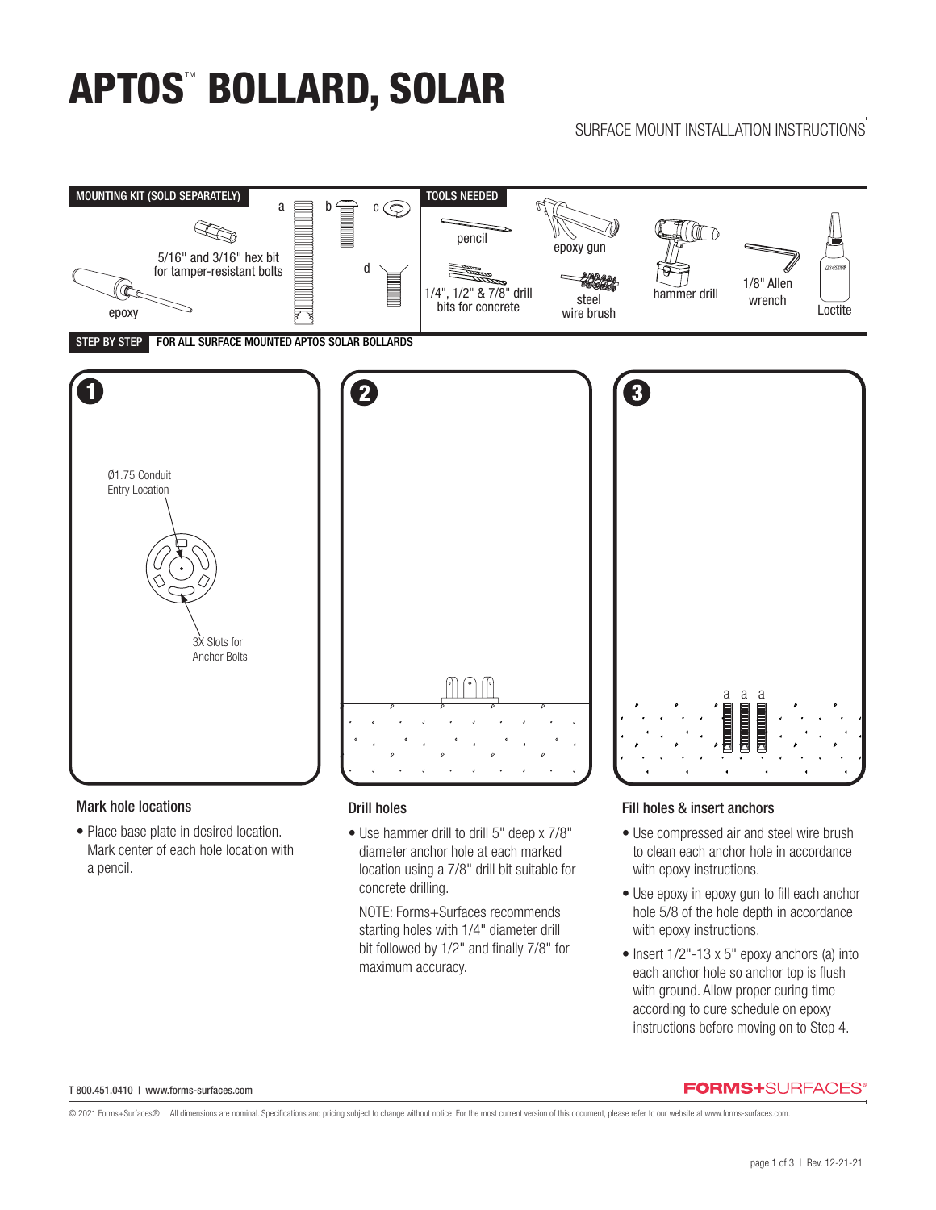# APTOS™ BOLLARD, SOLAR

SURFACE MOUNT INSTALLATION INSTRUCTIONS

**MOUNTING KIT (SOLD SEPARATELY)**

a b c d

5/16" and 3/16" hex bit for tamper-resistant bolts

epoxy

**TOOLS NEEDED**

pencil

epoxy gun

hammer drill

1/8" Allen wrench

Loctite

1/4", 1/2" & 7/8" drill bits for concrete

steel wire brush

**STEP BY STEP** FOR ALL SURFACE MOUNTED APTOS SOLAR BOLLARDS

**1**

Ø1.75 Conduit Entry Location

3X Slots for Anchor Bolts

### Mark hole locations

- Place base plate in desired location. Mark center of each hole location with a pencil.

**2**

### Drill holes

- Use hammer drill to drill 5" deep x 7/8" diameter anchor hole at each marked location using a 7/8" drill bit suitable for concrete drilling.

  NOTE: Forms+Surfaces recommends starting holes with 1/4" diameter drill bit followed by 1/2" and finally 7/8" for maximum accuracy.

**3**

a a a

### Fill holes & insert anchors

- Use compressed air and steel wire brush to clean each anchor hole in accordance with epoxy instructions.
- Use epoxy in epoxy gun to fill each anchor hole 5/8 of the hole depth in accordance with epoxy instructions.
- Insert 1/2"-13 x 5" epoxy anchors (a) into each anchor hole so anchor top is flush with ground. Allow proper curing time according to cure schedule on epoxy instructions before moving on to Step 4.

T 800.451.0410 | www.forms-surfaces.com

FORMS+SURFACES®

© 2021 Forms+Surfaces® | All dimensions are nominal. Specifications and pricing subject to change without notice. For the most current version of this document, please refer to our website at www.forms-surfaces.com.

Rev. 12-21-21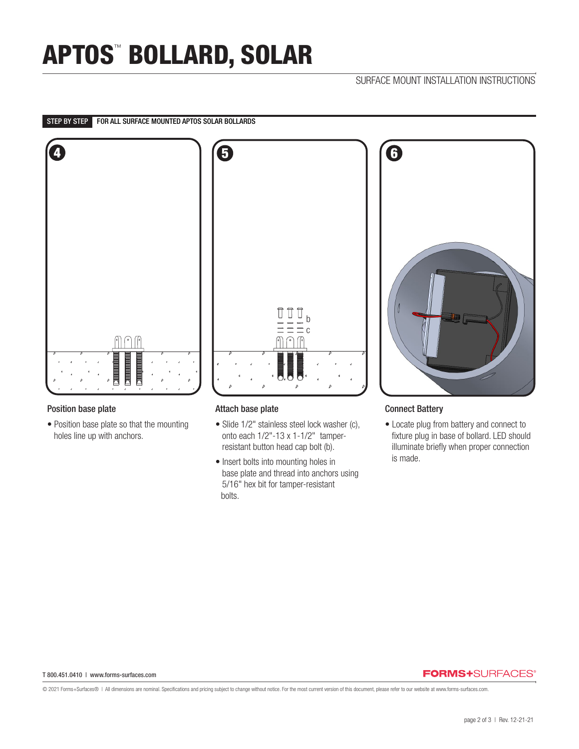# APTOS™ BOLLARD, SOLAR

SURFACE MOUNT INSTALLATION INSTRUCTIONS

**STEP BY STEP** FOR ALL SURFACE MOUNTED APTOS SOLAR BOLLARDS

### 4 Position base plate

- Position base plate so that the mounting holes line up with anchors.

### 5 Attach base plate

- Slide 1/2" stainless steel lock washer (c), onto each 1/2"-13 x 1-1/2" tamper-resistant button head cap bolt (b).
- Insert bolts into mounting holes in base plate and thread into anchors using 5/16" hex bit for tamper-resistant bolts.

### 6 Connect Battery

- Locate plug from battery and connect to fixture plug in base of bollard. LED should illuminate briefly when proper connection is made.

T 800.451.0410 | www.forms-surfaces.com

FORMS+SURFACES®

© 2021 Forms+Surfaces® | All dimensions are nominal. Specifications and pricing subject to change without notice. For the most current version of this document, please refer to our website at www.forms-surfaces.com.

Rev. 12-21-21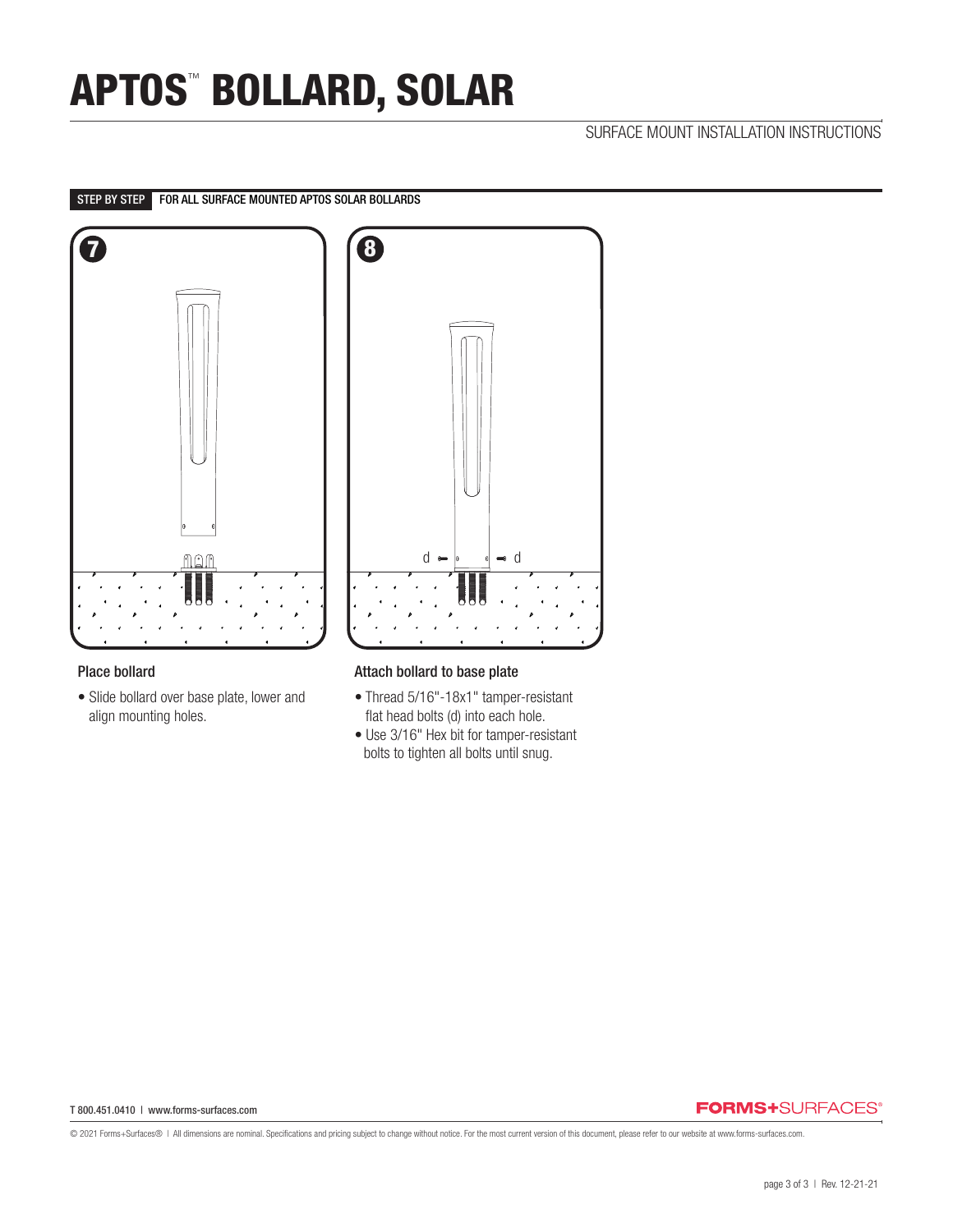# APTOS™ BOLLARD, SOLAR

SURFACE MOUNT INSTALLATION INSTRUCTIONS

**STEP BY STEP** FOR ALL SURFACE MOUNTED APTOS SOLAR BOLLARDS

7

8

d d

### Place bollard

- Slide bollard over base plate, lower and align mounting holes.

### Attach bollard to base plate

- Thread 5/16"-18x1" tamper-resistant flat head bolts (d) into each hole.
- Use 3/16" Hex bit for tamper-resistant bolts to tighten all bolts until snug.

T 800.451.0410 | www.forms-surfaces.com

FORMS+SURFACES®

© 2021 Forms+Surfaces® | All dimensions are nominal. Specifications and pricing subject to change without notice. For the most current version of this document, please refer to our website at www.forms-surfaces.com.

Rev. 12-21-21